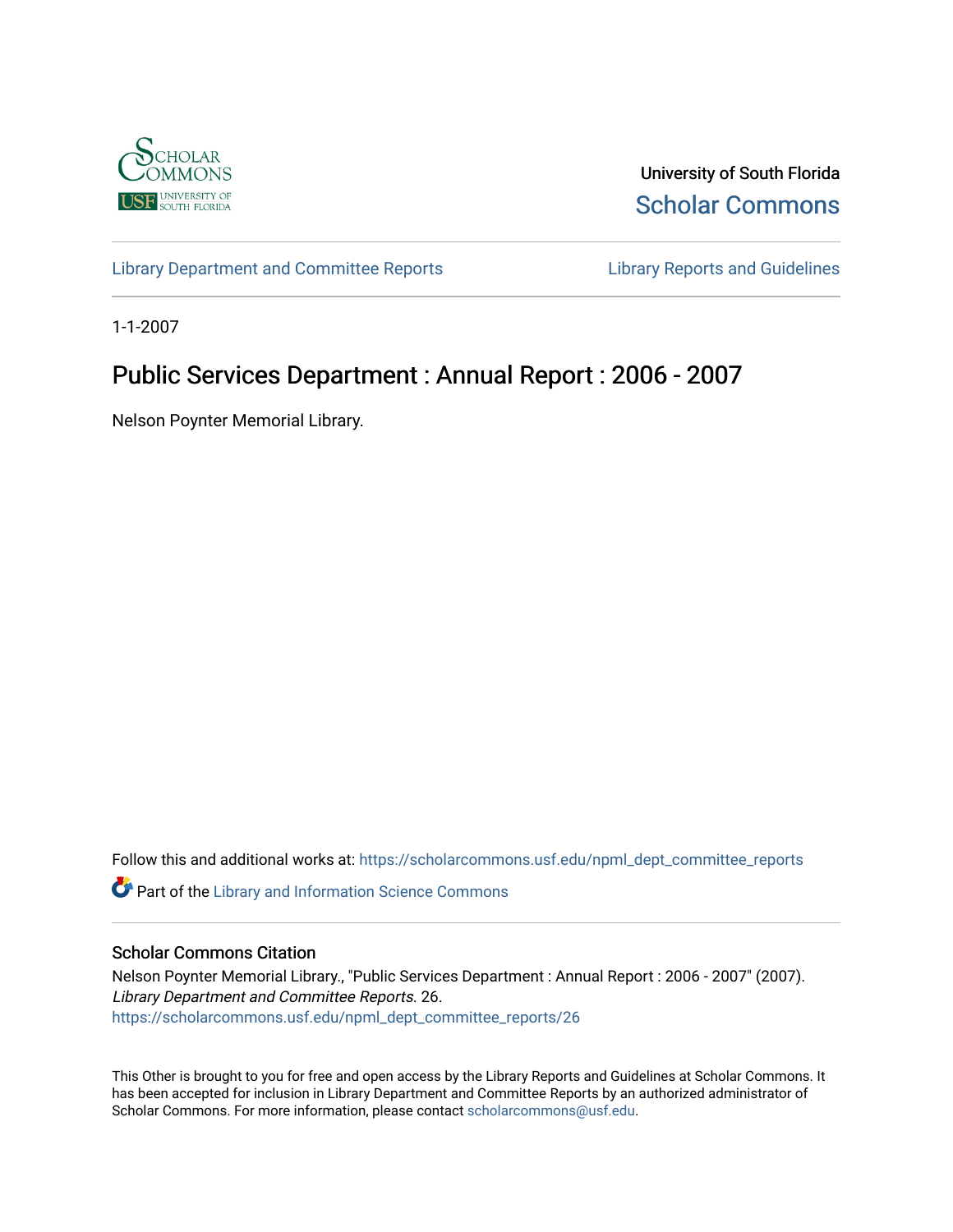University of South Florida

Scholar Commons

Library Department and Committee Reports

Library Reports and Guidelines

1-1-2007

# Public Services Department : Annual Report : 2006 - 2007

Nelson Poynter Memorial Library.

Follow this and additional works at: https://scholarcommons.usf.edu/npml_dept_committee_reports

Part of the Library and Information Science Commons

## Scholar Commons Citation

Nelson Poynter Memorial Library., "Public Services Department : Annual Report : 2006 - 2007" (2007). *Library Department and Committee Reports*. 26.
https://scholarcommons.usf.edu/npml_dept_committee_reports/26

This Other is brought to you for free and open access by the Library Reports and Guidelines at Scholar Commons. It has been accepted for inclusion in Library Department and Committee Reports by an authorized administrator of Scholar Commons. For more information, please contact scholarcommons@usf.edu.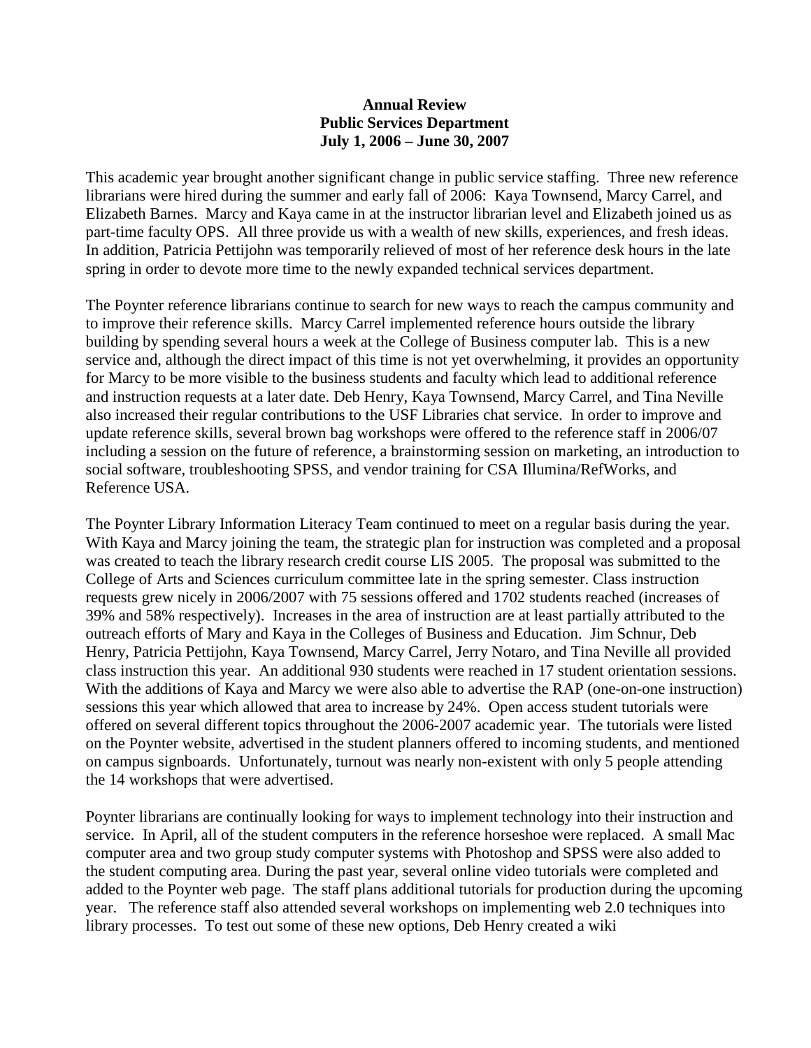**Annual Review**
**Public Services Department**
**July 1, 2006 – June 30, 2007**

This academic year brought another significant change in public service staffing. Three new reference librarians were hired during the summer and early fall of 2006: Kaya Townsend, Marcy Carrel, and Elizabeth Barnes. Marcy and Kaya came in at the instructor librarian level and Elizabeth joined us as part-time faculty OPS. All three provide us with a wealth of new skills, experiences, and fresh ideas. In addition, Patricia Pettijohn was temporarily relieved of most of her reference desk hours in the late spring in order to devote more time to the newly expanded technical services department.

The Poynter reference librarians continue to search for new ways to reach the campus community and to improve their reference skills. Marcy Carrel implemented reference hours outside the library building by spending several hours a week at the College of Business computer lab. This is a new service and, although the direct impact of this time is not yet overwhelming, it provides an opportunity for Marcy to be more visible to the business students and faculty which lead to additional reference and instruction requests at a later date. Deb Henry, Kaya Townsend, Marcy Carrel, and Tina Neville also increased their regular contributions to the USF Libraries chat service. In order to improve and update reference skills, several brown bag workshops were offered to the reference staff in 2006/07 including a session on the future of reference, a brainstorming session on marketing, an introduction to social software, troubleshooting SPSS, and vendor training for CSA Illumina/RefWorks, and Reference USA.

The Poynter Library Information Literacy Team continued to meet on a regular basis during the year. With Kaya and Marcy joining the team, the strategic plan for instruction was completed and a proposal was created to teach the library research credit course LIS 2005. The proposal was submitted to the College of Arts and Sciences curriculum committee late in the spring semester. Class instruction requests grew nicely in 2006/2007 with 75 sessions offered and 1702 students reached (increases of 39% and 58% respectively). Increases in the area of instruction are at least partially attributed to the outreach efforts of Mary and Kaya in the Colleges of Business and Education. Jim Schnur, Deb Henry, Patricia Pettijohn, Kaya Townsend, Marcy Carrel, Jerry Notaro, and Tina Neville all provided class instruction this year. An additional 930 students were reached in 17 student orientation sessions. With the additions of Kaya and Marcy we were also able to advertise the RAP (one-on-one instruction) sessions this year which allowed that area to increase by 24%. Open access student tutorials were offered on several different topics throughout the 2006-2007 academic year. The tutorials were listed on the Poynter website, advertised in the student planners offered to incoming students, and mentioned on campus signboards. Unfortunately, turnout was nearly non-existent with only 5 people attending the 14 workshops that were advertised.

Poynter librarians are continually looking for ways to implement technology into their instruction and service. In April, all of the student computers in the reference horseshoe were replaced. A small Mac computer area and two group study computer systems with Photoshop and SPSS were also added to the student computing area. During the past year, several online video tutorials were completed and added to the Poynter web page. The staff plans additional tutorials for production during the upcoming year. The reference staff also attended several workshops on implementing web 2.0 techniques into library processes. To test out some of these new options, Deb Henry created a wiki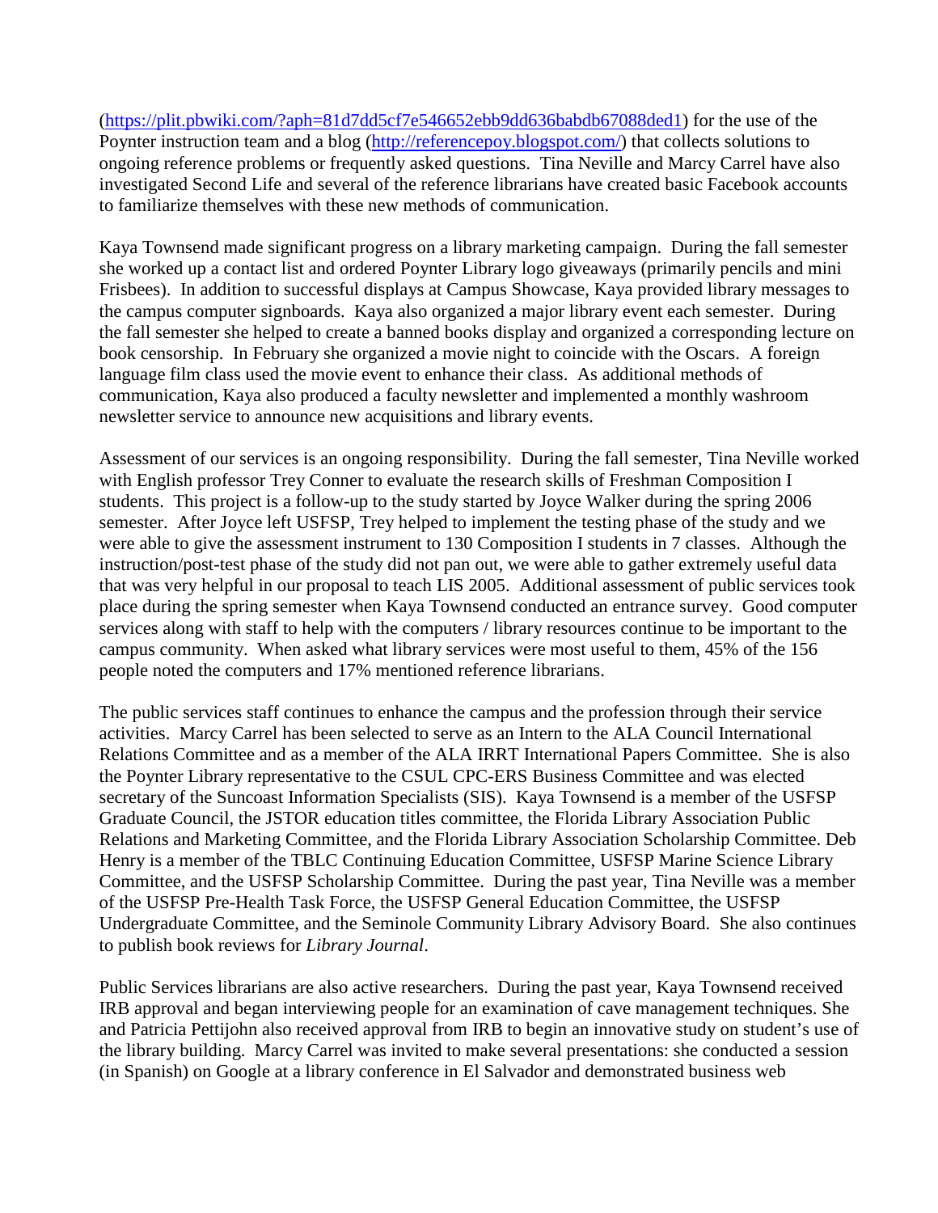(https://plit.pbwiki.com/?aph=81d7dd5cf7e546652ebb9dd636babdb67088ded1) for the use of the Poynter instruction team and a blog (http://referencepoy.blogspot.com/) that collects solutions to ongoing reference problems or frequently asked questions. Tina Neville and Marcy Carrel have also investigated Second Life and several of the reference librarians have created basic Facebook accounts to familiarize themselves with these new methods of communication.

Kaya Townsend made significant progress on a library marketing campaign. During the fall semester she worked up a contact list and ordered Poynter Library logo giveaways (primarily pencils and mini Frisbees). In addition to successful displays at Campus Showcase, Kaya provided library messages to the campus computer signboards. Kaya also organized a major library event each semester. During the fall semester she helped to create a banned books display and organized a corresponding lecture on book censorship. In February she organized a movie night to coincide with the Oscars. A foreign language film class used the movie event to enhance their class. As additional methods of communication, Kaya also produced a faculty newsletter and implemented a monthly washroom newsletter service to announce new acquisitions and library events.

Assessment of our services is an ongoing responsibility. During the fall semester, Tina Neville worked with English professor Trey Conner to evaluate the research skills of Freshman Composition I students. This project is a follow-up to the study started by Joyce Walker during the spring 2006 semester. After Joyce left USFSP, Trey helped to implement the testing phase of the study and we were able to give the assessment instrument to 130 Composition I students in 7 classes. Although the instruction/post-test phase of the study did not pan out, we were able to gather extremely useful data that was very helpful in our proposal to teach LIS 2005. Additional assessment of public services took place during the spring semester when Kaya Townsend conducted an entrance survey. Good computer services along with staff to help with the computers / library resources continue to be important to the campus community. When asked what library services were most useful to them, 45% of the 156 people noted the computers and 17% mentioned reference librarians.

The public services staff continues to enhance the campus and the profession through their service activities. Marcy Carrel has been selected to serve as an Intern to the ALA Council International Relations Committee and as a member of the ALA IRRT International Papers Committee. She is also the Poynter Library representative to the CSUL CPC-ERS Business Committee and was elected secretary of the Suncoast Information Specialists (SIS). Kaya Townsend is a member of the USFSP Graduate Council, the JSTOR education titles committee, the Florida Library Association Public Relations and Marketing Committee, and the Florida Library Association Scholarship Committee. Deb Henry is a member of the TBLC Continuing Education Committee, USFSP Marine Science Library Committee, and the USFSP Scholarship Committee. During the past year, Tina Neville was a member of the USFSP Pre-Health Task Force, the USFSP General Education Committee, the USFSP Undergraduate Committee, and the Seminole Community Library Advisory Board. She also continues to publish book reviews for *Library Journal*.

Public Services librarians are also active researchers. During the past year, Kaya Townsend received IRB approval and began interviewing people for an examination of cave management techniques. She and Patricia Pettijohn also received approval from IRB to begin an innovative study on student's use of the library building. Marcy Carrel was invited to make several presentations: she conducted a session (in Spanish) on Google at a library conference in El Salvador and demonstrated business web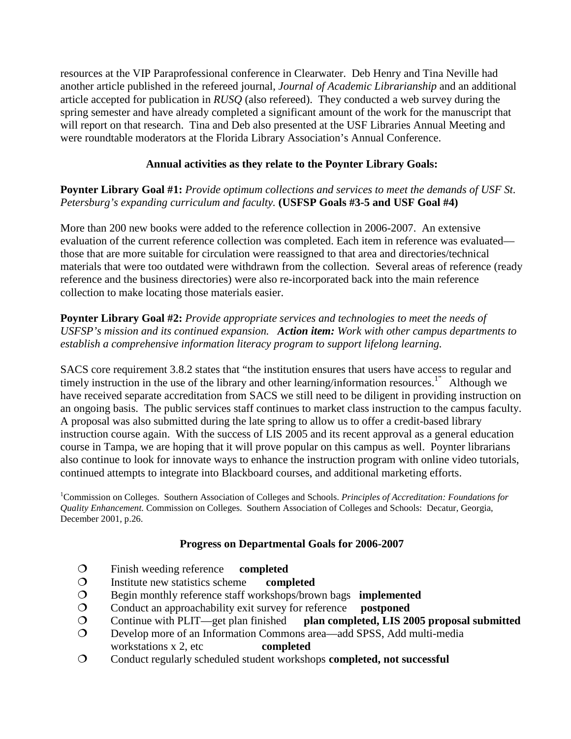resources at the VIP Paraprofessional conference in Clearwater. Deb Henry and Tina Neville had another article published in the refereed journal, *Journal of Academic Librarianship* and an additional article accepted for publication in *RUSQ* (also refereed). They conducted a web survey during the spring semester and have already completed a significant amount of the work for the manuscript that will report on that research. Tina and Deb also presented at the USF Libraries Annual Meeting and were roundtable moderators at the Florida Library Association's Annual Conference.

### Annual activities as they relate to the Poynter Library Goals:

**Poynter Library Goal #1:** *Provide optimum collections and services to meet the demands of USF St. Petersburg's expanding curriculum and faculty.* **(USFSP Goals #3-5 and USF Goal #4)**

More than 200 new books were added to the reference collection in 2006-2007. An extensive evaluation of the current reference collection was completed. Each item in reference was evaluated—those that are more suitable for circulation were reassigned to that area and directories/technical materials that were too outdated were withdrawn from the collection. Several areas of reference (ready reference and the business directories) were also re-incorporated back into the main reference collection to make locating those materials easier.

**Poynter Library Goal #2:** *Provide appropriate services and technologies to meet the needs of USFSP's mission and its continued expansion.* ***Action item:*** *Work with other campus departments to establish a comprehensive information literacy program to support lifelong learning.*

SACS core requirement 3.8.2 states that "the institution ensures that users have access to regular and timely instruction in the use of the library and other learning/information resources.[1]" Although we have received separate accreditation from SACS we still need to be diligent in providing instruction on an ongoing basis. The public services staff continues to market class instruction to the campus faculty. A proposal was also submitted during the late spring to allow us to offer a credit-based library instruction course again. With the success of LIS 2005 and its recent approval as a general education course in Tampa, we are hoping that it will prove popular on this campus as well. Poynter librarians also continue to look for innovate ways to enhance the instruction program with online video tutorials, continued attempts to integrate into Blackboard courses, and additional marketing efforts.

[1]Commission on Colleges. Southern Association of Colleges and Schools. *Principles of Accreditation: Foundations for Quality Enhancement.* Commission on Colleges. Southern Association of Colleges and Schools: Decatur, Georgia, December 2001, p.26.

### Progress on Departmental Goals for 2006-2007

- Finish weeding reference **completed**
- Institute new statistics scheme **completed**
- Begin monthly reference staff workshops/brown bags **implemented**
- Conduct an approachability exit survey for reference **postponed**
- Continue with PLIT—get plan finished **plan completed, LIS 2005 proposal submitted**
- Develop more of an Information Commons area—add SPSS, Add multi-media workstations x 2, etc **completed**
- Conduct regularly scheduled student workshops **completed, not successful**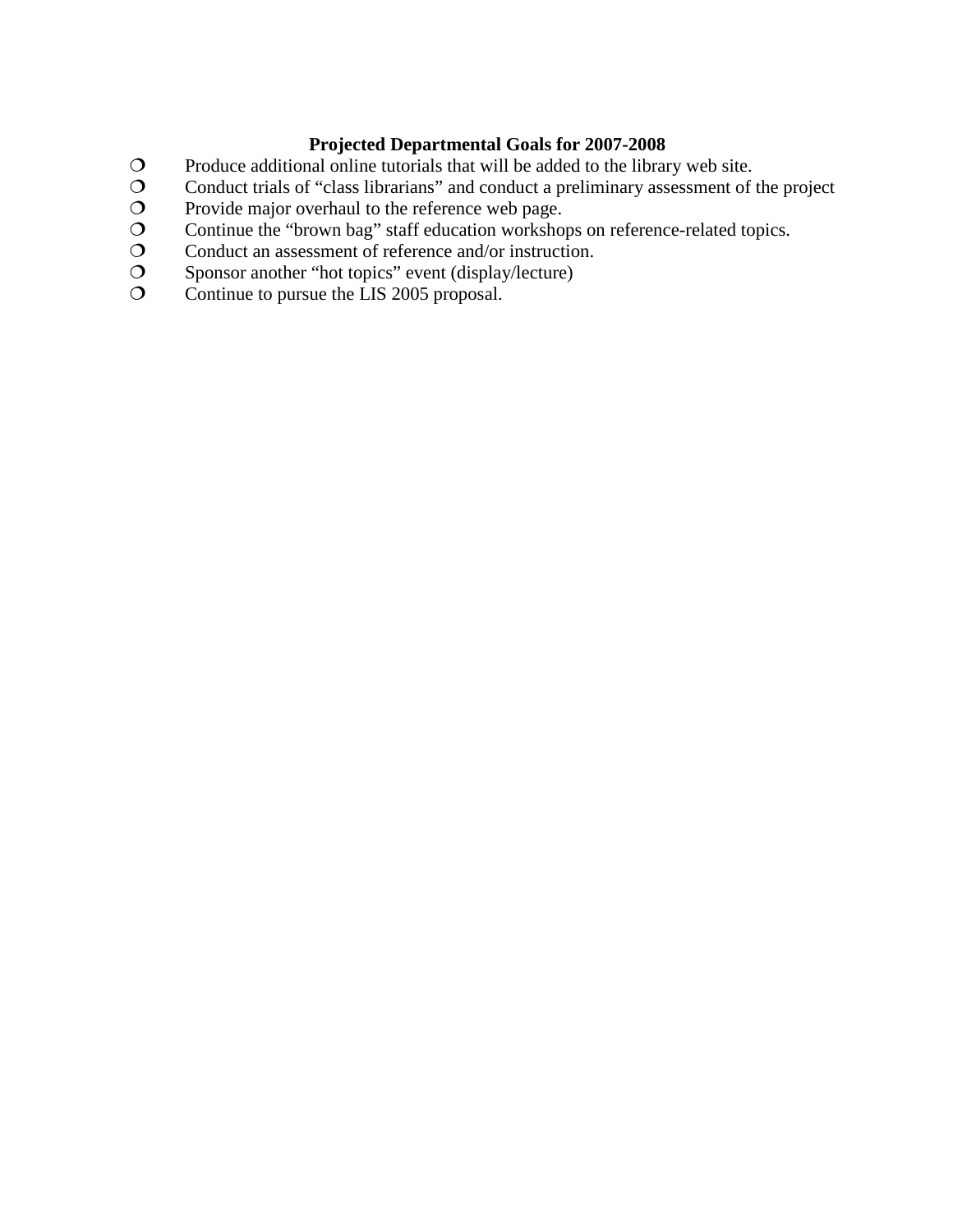**Projected Departmental Goals for 2007-2008**

- Produce additional online tutorials that will be added to the library web site.
- Conduct trials of “class librarians” and conduct a preliminary assessment of the project
- Provide major overhaul to the reference web page.
- Continue the “brown bag” staff education workshops on reference-related topics.
- Conduct an assessment of reference and/or instruction.
- Sponsor another “hot topics” event (display/lecture)
- Continue to pursue the LIS 2005 proposal.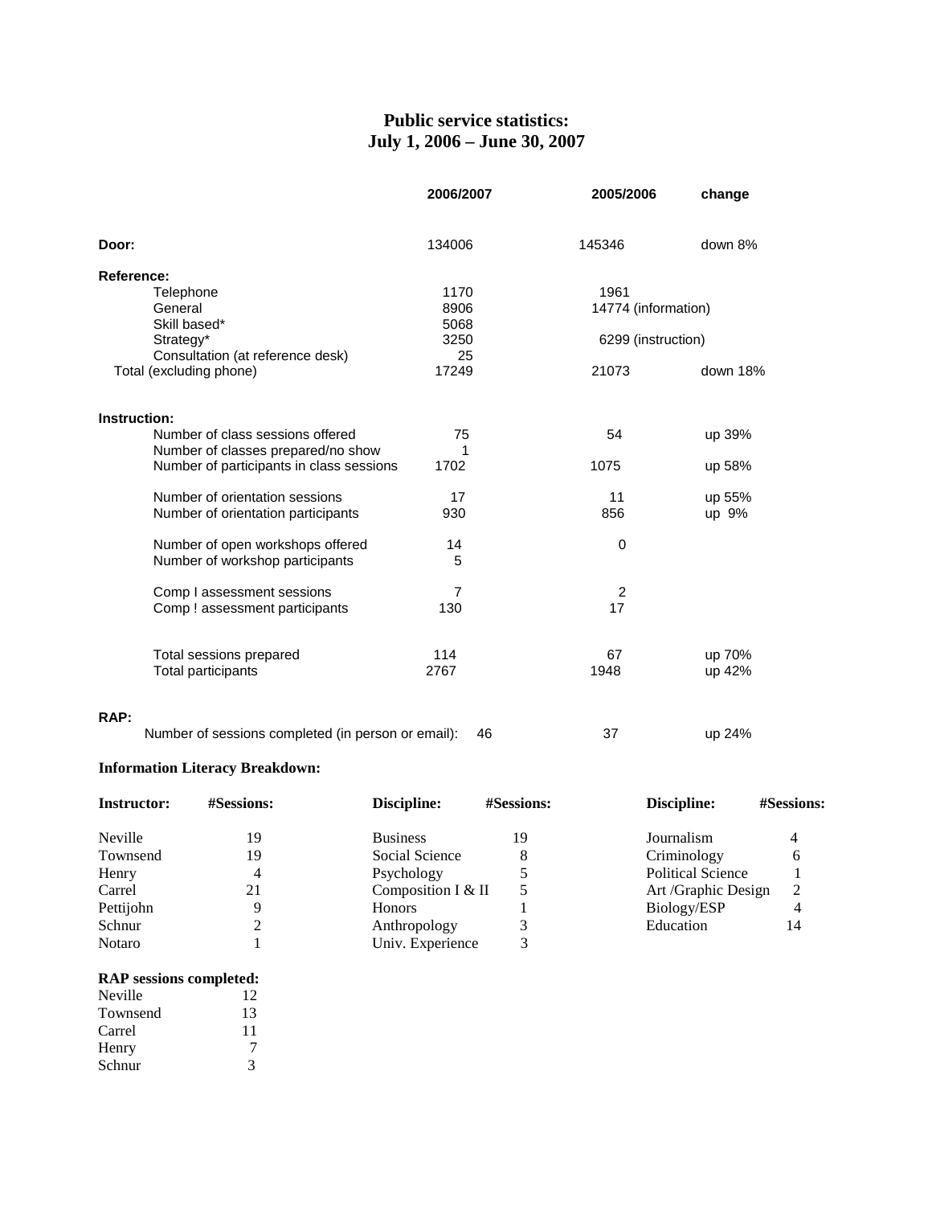# Public service statistics:
# July 1, 2006 – June 30, 2007

| | 2006/2007 | 2005/2006 | change |
|---|---|---|---|
| **Door:** | 134006 | 145346 | down 8% |
| **Reference:** | | | |
| Telephone | 1170 | 1961 | |
| General | 8906 | 14774 (information) | |
| Skill based* | 5068 | | |
| Strategy* | 3250 | 6299 (instruction) | |
| Consultation (at reference desk) | 25 | | |
| Total (excluding phone) | 17249 | 21073 | down 18% |
| **Instruction:** | | | |
| Number of class sessions offered | 75 | 54 | up 39% |
| Number of classes prepared/no show | 1 | | |
| Number of participants in class sessions | 1702 | 1075 | up 58% |
| Number of orientation sessions | 17 | 11 | up 55% |
| Number of orientation participants | 930 | 856 | up 9% |
| Number of open workshops offered | 14 | 0 | |
| Number of workshop participants | 5 | | |
| Comp I assessment sessions | 7 | 2 | |
| Comp ! assessment participants | 130 | 17 | |
| Total sessions prepared | 114 | 67 | up 70% |
| Total participants | 2767 | 1948 | up 42% |
| **RAP:** | | | |
| Number of sessions completed (in person or email): | 46 | 37 | up 24% |

**Information Literacy Breakdown:**

| Instructor: | #Sessions: | Discipline: | #Sessions: | Discipline: | #Sessions: |
|---|---|---|---|---|---|
| Neville | 19 | Business | 19 | Journalism | 4 |
| Townsend | 19 | Social Science | 8 | Criminology | 6 |
| Henry | 4 | Psychology | 5 | Political Science | 1 |
| Carrel | 21 | Composition I & II | 5 | Art /Graphic Design | 2 |
| Pettijohn | 9 | Honors | 1 | Biology/ESP | 4 |
| Schnur | 2 | Anthropology | 3 | Education | 14 |
| Notaro | 1 | Univ. Experience | 3 | | |

**RAP sessions completed:**

| | |
|---|---|
| Neville | 12 |
| Townsend | 13 |
| Carrel | 11 |
| Henry | 7 |
| Schnur | 3 |